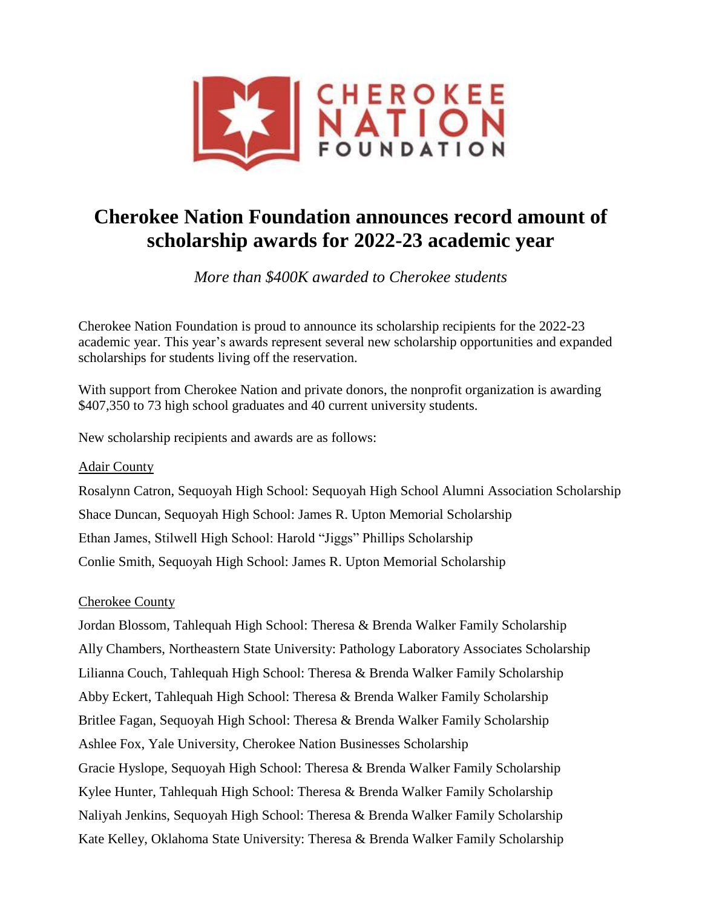# Cherokee Nation Foundation announces record amount of scholarship awards for 2022-23 academic year

*More than $400K awarded to Cherokee students*

Cherokee Nation Foundation is proud to announce its scholarship recipients for the 2022-23 academic year. This year's awards represent several new scholarship opportunities and expanded scholarships for students living off the reservation.

With support from Cherokee Nation and private donors, the nonprofit organization is awarding $407,350 to 73 high school graduates and 40 current university students.

New scholarship recipients and awards are as follows:

Adair County

Rosalynn Catron, Sequoyah High School: Sequoyah High School Alumni Association Scholarship

Shace Duncan, Sequoyah High School: James R. Upton Memorial Scholarship

Ethan James, Stilwell High School: Harold "Jiggs" Phillips Scholarship

Conlie Smith, Sequoyah High School: James R. Upton Memorial Scholarship

Cherokee County

Jordan Blossom, Tahlequah High School: Theresa & Brenda Walker Family Scholarship

Ally Chambers, Northeastern State University: Pathology Laboratory Associates Scholarship

Lilianna Couch, Tahlequah High School: Theresa & Brenda Walker Family Scholarship

Abby Eckert, Tahlequah High School: Theresa & Brenda Walker Family Scholarship

Britlee Fagan, Sequoyah High School: Theresa & Brenda Walker Family Scholarship

Ashlee Fox, Yale University, Cherokee Nation Businesses Scholarship

Gracie Hyslope, Sequoyah High School: Theresa & Brenda Walker Family Scholarship

Kylee Hunter, Tahlequah High School: Theresa & Brenda Walker Family Scholarship

Naliyah Jenkins, Sequoyah High School: Theresa & Brenda Walker Family Scholarship

Kate Kelley, Oklahoma State University: Theresa & Brenda Walker Family Scholarship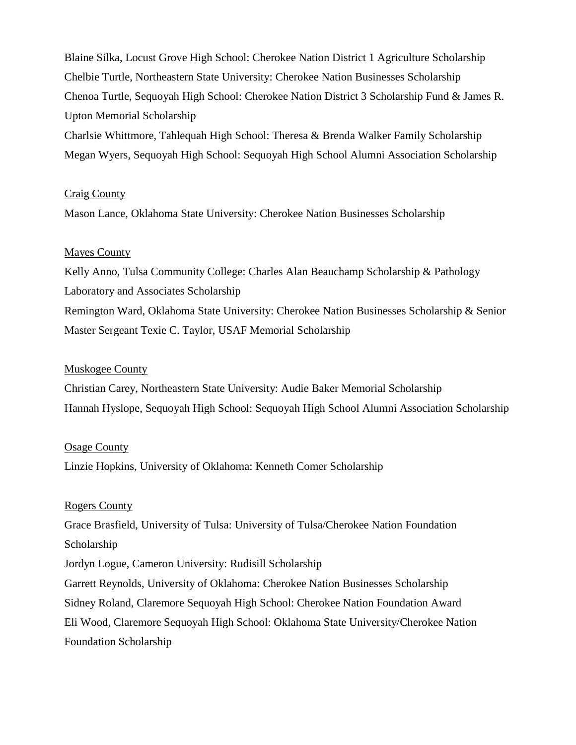Blaine Silka, Locust Grove High School: Cherokee Nation District 1 Agriculture Scholarship
Chelbie Turtle, Northeastern State University: Cherokee Nation Businesses Scholarship
Chenoa Turtle, Sequoyah High School: Cherokee Nation District 3 Scholarship Fund & James R. Upton Memorial Scholarship
Charlsie Whittmore, Tahlequah High School: Theresa & Brenda Walker Family Scholarship
Megan Wyers, Sequoyah High School: Sequoyah High School Alumni Association Scholarship

<u>Craig County</u>

Mason Lance, Oklahoma State University: Cherokee Nation Businesses Scholarship

<u>Mayes County</u>

Kelly Anno, Tulsa Community College: Charles Alan Beauchamp Scholarship & Pathology Laboratory and Associates Scholarship
Remington Ward, Oklahoma State University: Cherokee Nation Businesses Scholarship & Senior Master Sergeant Texie C. Taylor, USAF Memorial Scholarship

<u>Muskogee County</u>

Christian Carey, Northeastern State University: Audie Baker Memorial Scholarship
Hannah Hyslope, Sequoyah High School: Sequoyah High School Alumni Association Scholarship

<u>Osage County</u>

Linzie Hopkins, University of Oklahoma: Kenneth Comer Scholarship

<u>Rogers County</u>

Grace Brasfield, University of Tulsa: University of Tulsa/Cherokee Nation Foundation Scholarship
Jordyn Logue, Cameron University: Rudisill Scholarship
Garrett Reynolds, University of Oklahoma: Cherokee Nation Businesses Scholarship
Sidney Roland, Claremore Sequoyah High School: Cherokee Nation Foundation Award
Eli Wood, Claremore Sequoyah High School: Oklahoma State University/Cherokee Nation Foundation Scholarship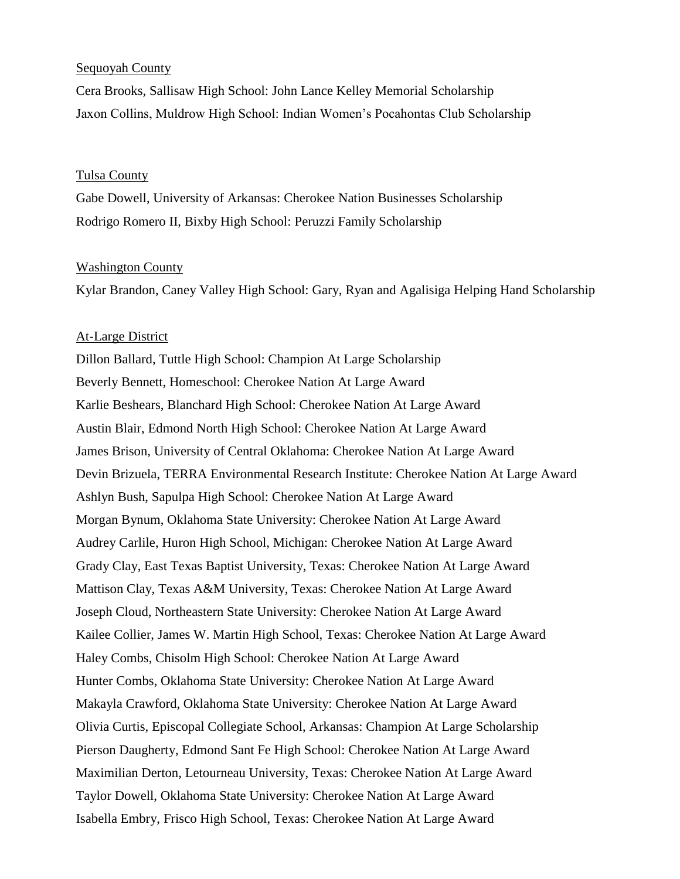<u>Sequoyah County</u>

Cera Brooks, Sallisaw High School: John Lance Kelley Memorial Scholarship
Jaxon Collins, Muldrow High School: Indian Women's Pocahontas Club Scholarship

<u>Tulsa County</u>

Gabe Dowell, University of Arkansas: Cherokee Nation Businesses Scholarship
Rodrigo Romero II, Bixby High School: Peruzzi Family Scholarship

<u>Washington County</u>

Kylar Brandon, Caney Valley High School: Gary, Ryan and Agalisiga Helping Hand Scholarship

<u>At-Large District</u>

Dillon Ballard, Tuttle High School: Champion At Large Scholarship
Beverly Bennett, Homeschool: Cherokee Nation At Large Award
Karlie Beshears, Blanchard High School: Cherokee Nation At Large Award
Austin Blair, Edmond North High School: Cherokee Nation At Large Award
James Brison, University of Central Oklahoma: Cherokee Nation At Large Award
Devin Brizuela, TERRA Environmental Research Institute: Cherokee Nation At Large Award
Ashlyn Bush, Sapulpa High School: Cherokee Nation At Large Award
Morgan Bynum, Oklahoma State University: Cherokee Nation At Large Award
Audrey Carlile, Huron High School, Michigan: Cherokee Nation At Large Award
Grady Clay, East Texas Baptist University, Texas: Cherokee Nation At Large Award
Mattison Clay, Texas A&M University, Texas: Cherokee Nation At Large Award
Joseph Cloud, Northeastern State University: Cherokee Nation At Large Award
Kailee Collier, James W. Martin High School, Texas: Cherokee Nation At Large Award
Haley Combs, Chisolm High School: Cherokee Nation At Large Award
Hunter Combs, Oklahoma State University: Cherokee Nation At Large Award
Makayla Crawford, Oklahoma State University: Cherokee Nation At Large Award
Olivia Curtis, Episcopal Collegiate School, Arkansas: Champion At Large Scholarship
Pierson Daugherty, Edmond Sant Fe High School: Cherokee Nation At Large Award
Maximilian Derton, Letourneau University, Texas: Cherokee Nation At Large Award
Taylor Dowell, Oklahoma State University: Cherokee Nation At Large Award
Isabella Embry, Frisco High School, Texas: Cherokee Nation At Large Award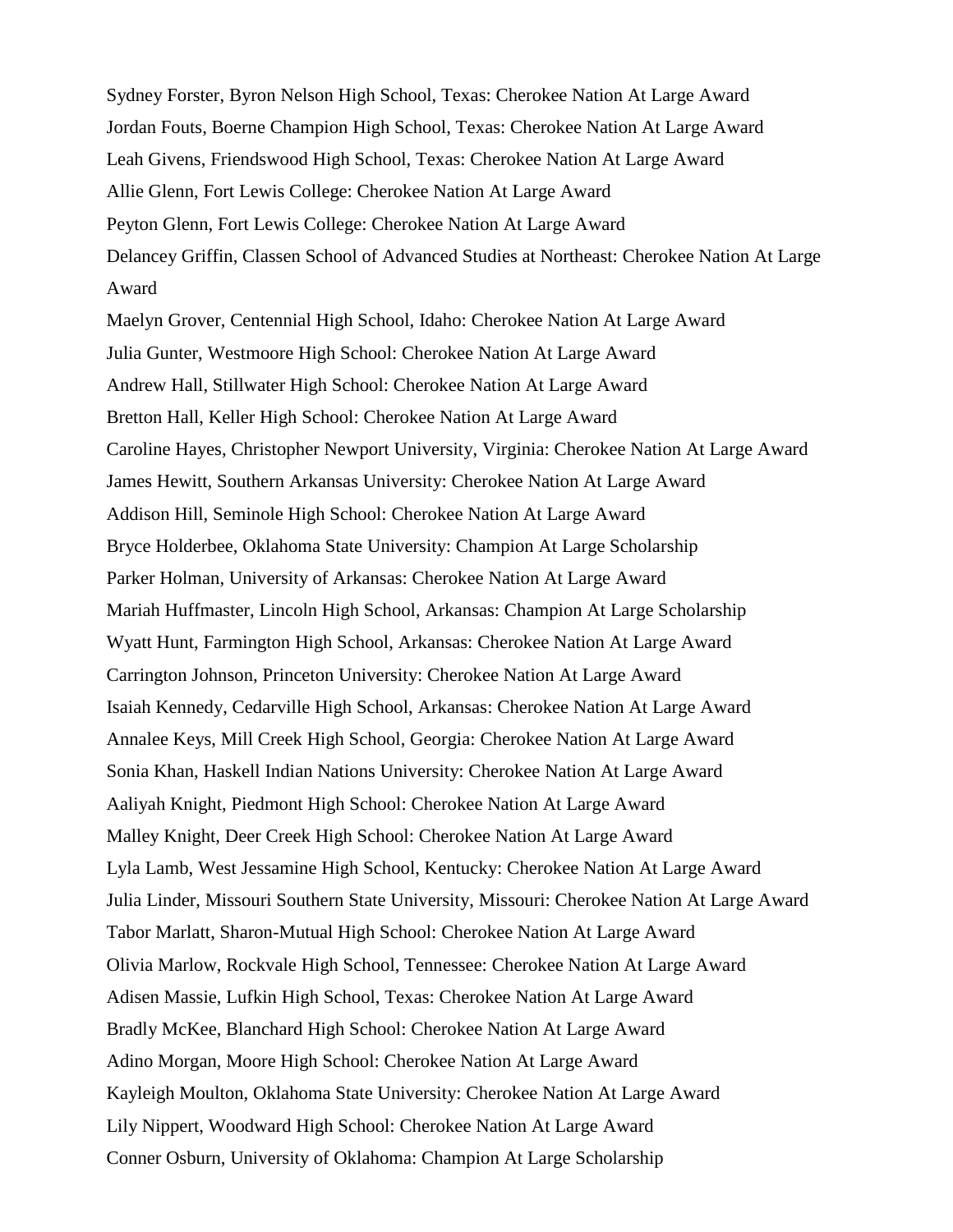Sydney Forster, Byron Nelson High School, Texas: Cherokee Nation At Large Award

Jordan Fouts, Boerne Champion High School, Texas: Cherokee Nation At Large Award

Leah Givens, Friendswood High School, Texas: Cherokee Nation At Large Award

Allie Glenn, Fort Lewis College: Cherokee Nation At Large Award

Peyton Glenn, Fort Lewis College: Cherokee Nation At Large Award

Delancey Griffin, Classen School of Advanced Studies at Northeast: Cherokee Nation At Large Award

Maelyn Grover, Centennial High School, Idaho: Cherokee Nation At Large Award

Julia Gunter, Westmoore High School: Cherokee Nation At Large Award

Andrew Hall, Stillwater High School: Cherokee Nation At Large Award

Bretton Hall, Keller High School: Cherokee Nation At Large Award

Caroline Hayes, Christopher Newport University, Virginia: Cherokee Nation At Large Award

James Hewitt, Southern Arkansas University: Cherokee Nation At Large Award

Addison Hill, Seminole High School: Cherokee Nation At Large Award

Bryce Holderbee, Oklahoma State University: Champion At Large Scholarship

Parker Holman, University of Arkansas: Cherokee Nation At Large Award

Mariah Huffmaster, Lincoln High School, Arkansas: Champion At Large Scholarship

Wyatt Hunt, Farmington High School, Arkansas: Cherokee Nation At Large Award

Carrington Johnson, Princeton University: Cherokee Nation At Large Award

Isaiah Kennedy, Cedarville High School, Arkansas: Cherokee Nation At Large Award

Annalee Keys, Mill Creek High School, Georgia: Cherokee Nation At Large Award

Sonia Khan, Haskell Indian Nations University: Cherokee Nation At Large Award

Aaliyah Knight, Piedmont High School: Cherokee Nation At Large Award

Malley Knight, Deer Creek High School: Cherokee Nation At Large Award

Lyla Lamb, West Jessamine High School, Kentucky: Cherokee Nation At Large Award

Julia Linder, Missouri Southern State University, Missouri: Cherokee Nation At Large Award

Tabor Marlatt, Sharon-Mutual High School: Cherokee Nation At Large Award

Olivia Marlow, Rockvale High School, Tennessee: Cherokee Nation At Large Award

Adisen Massie, Lufkin High School, Texas: Cherokee Nation At Large Award

Bradly McKee, Blanchard High School: Cherokee Nation At Large Award

Adino Morgan, Moore High School: Cherokee Nation At Large Award

Kayleigh Moulton, Oklahoma State University: Cherokee Nation At Large Award

Lily Nippert, Woodward High School: Cherokee Nation At Large Award

Conner Osburn, University of Oklahoma: Champion At Large Scholarship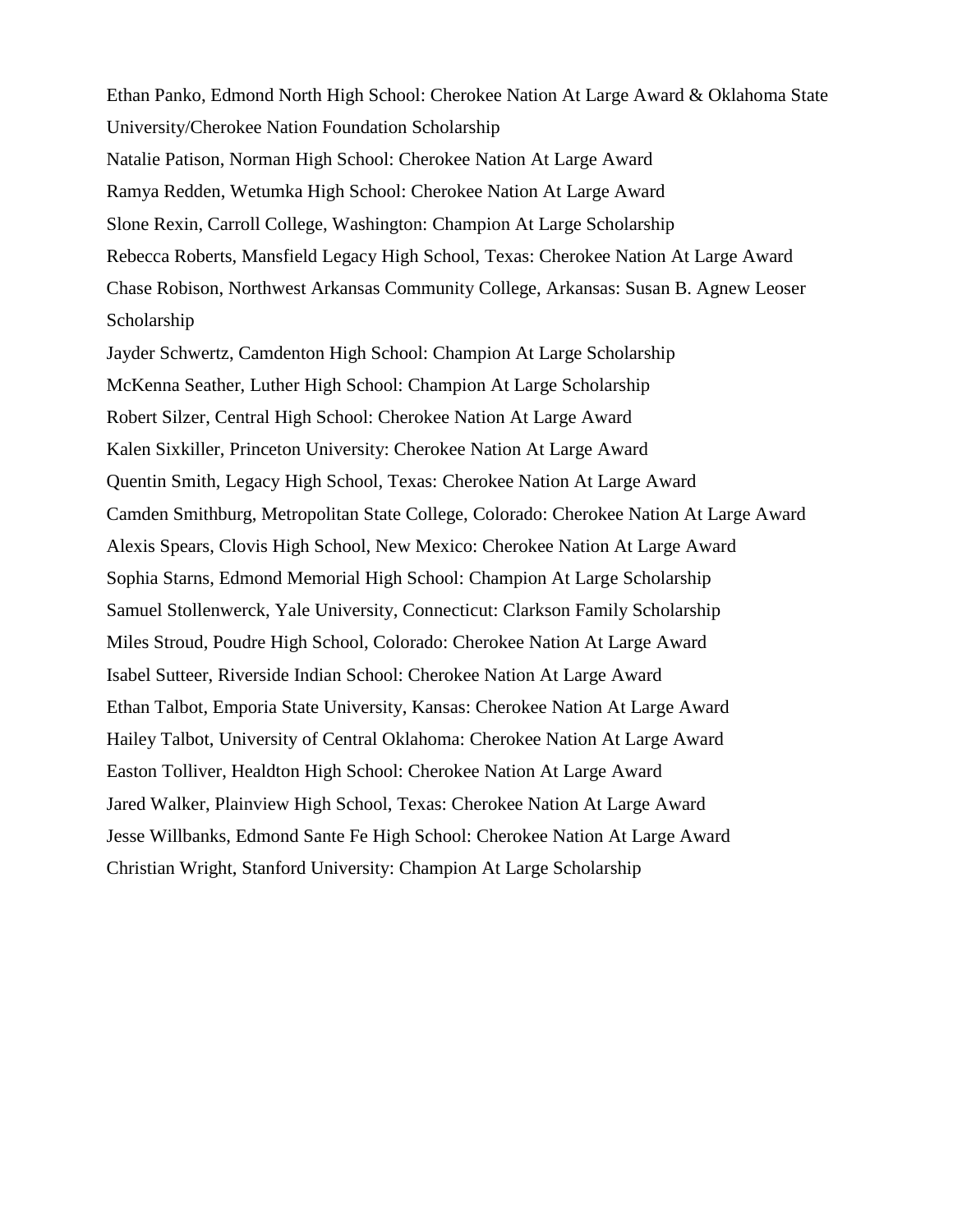Ethan Panko, Edmond North High School: Cherokee Nation At Large Award & Oklahoma State University/Cherokee Nation Foundation Scholarship

Natalie Patison, Norman High School: Cherokee Nation At Large Award

Ramya Redden, Wetumka High School: Cherokee Nation At Large Award

Slone Rexin, Carroll College, Washington: Champion At Large Scholarship

Rebecca Roberts, Mansfield Legacy High School, Texas: Cherokee Nation At Large Award

Chase Robison, Northwest Arkansas Community College, Arkansas: Susan B. Agnew Leoser Scholarship

Jayder Schwertz, Camdenton High School: Champion At Large Scholarship

McKenna Seather, Luther High School: Champion At Large Scholarship

Robert Silzer, Central High School: Cherokee Nation At Large Award

Kalen Sixkiller, Princeton University: Cherokee Nation At Large Award

Quentin Smith, Legacy High School, Texas: Cherokee Nation At Large Award

Camden Smithburg, Metropolitan State College, Colorado: Cherokee Nation At Large Award

Alexis Spears, Clovis High School, New Mexico: Cherokee Nation At Large Award

Sophia Starns, Edmond Memorial High School: Champion At Large Scholarship

Samuel Stollenwerck, Yale University, Connecticut: Clarkson Family Scholarship

Miles Stroud, Poudre High School, Colorado: Cherokee Nation At Large Award

Isabel Sutteer, Riverside Indian School: Cherokee Nation At Large Award

Ethan Talbot, Emporia State University, Kansas: Cherokee Nation At Large Award

Hailey Talbot, University of Central Oklahoma: Cherokee Nation At Large Award

Easton Tolliver, Healdton High School: Cherokee Nation At Large Award

Jared Walker, Plainview High School, Texas: Cherokee Nation At Large Award

Jesse Willbanks, Edmond Sante Fe High School: Cherokee Nation At Large Award

Christian Wright, Stanford University: Champion At Large Scholarship